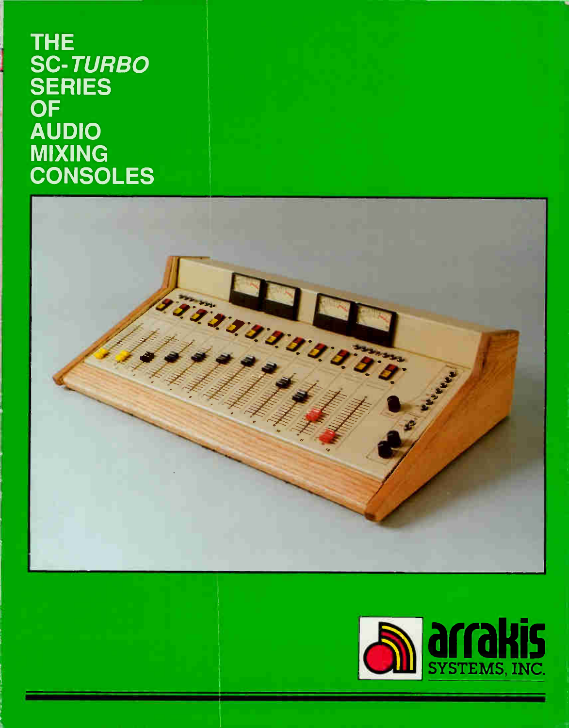# THE SC-*TURBO* SERIES OF AUDIO MIXING CONSOLES

arrakis SYSTEMS, INC.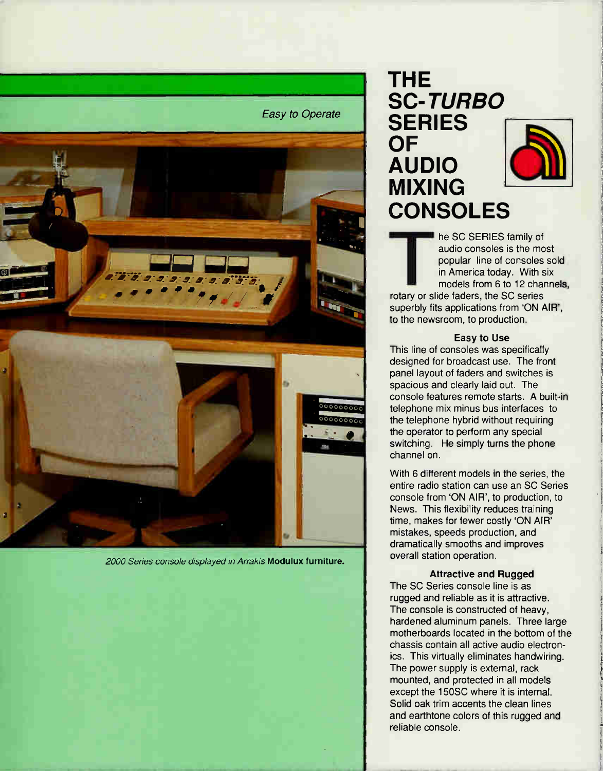*Easy to Operate*

*2000 Series console displayed in Arrakis* **Modulux furniture.**

# THE SC-*TURBO* SERIES OF AUDIO MIXING CONSOLES

The SC SERIES family of audio consoles is the most popular line of consoles sold in America today. With six models from 6 to 12 channels, rotary or slide faders, the SC series superbly fits applications from 'ON AIR', to the newsroom, to production.

### Easy to Use

This line of consoles was specifically designed for broadcast use. The front panel layout of faders and switches is spacious and clearly laid out. The console features remote starts. A built-in telephone mix minus bus interfaces to the telephone hybrid without requiring the operator to perform any special switching. He simply turns the phone channel on.

With 6 different models in the series, the entire radio station can use an SC Series console from 'ON AIR', to production, to News. This flexibility reduces training time, makes for fewer costly 'ON AIR' mistakes, speeds production, and dramatically smooths and improves overall station operation.

### Attractive and Rugged

The SC Series console line is as rugged and reliable as it is attractive. The console is constructed of heavy, hardened aluminum panels. Three large motherboards located in the bottom of the chassis contain all active audio electronics. This virtually eliminates handwiring. The power supply is external, rack mounted, and protected in all models except the 150SC where it is internal. Solid oak trim accents the clean lines and earthtone colors of this rugged and reliable console.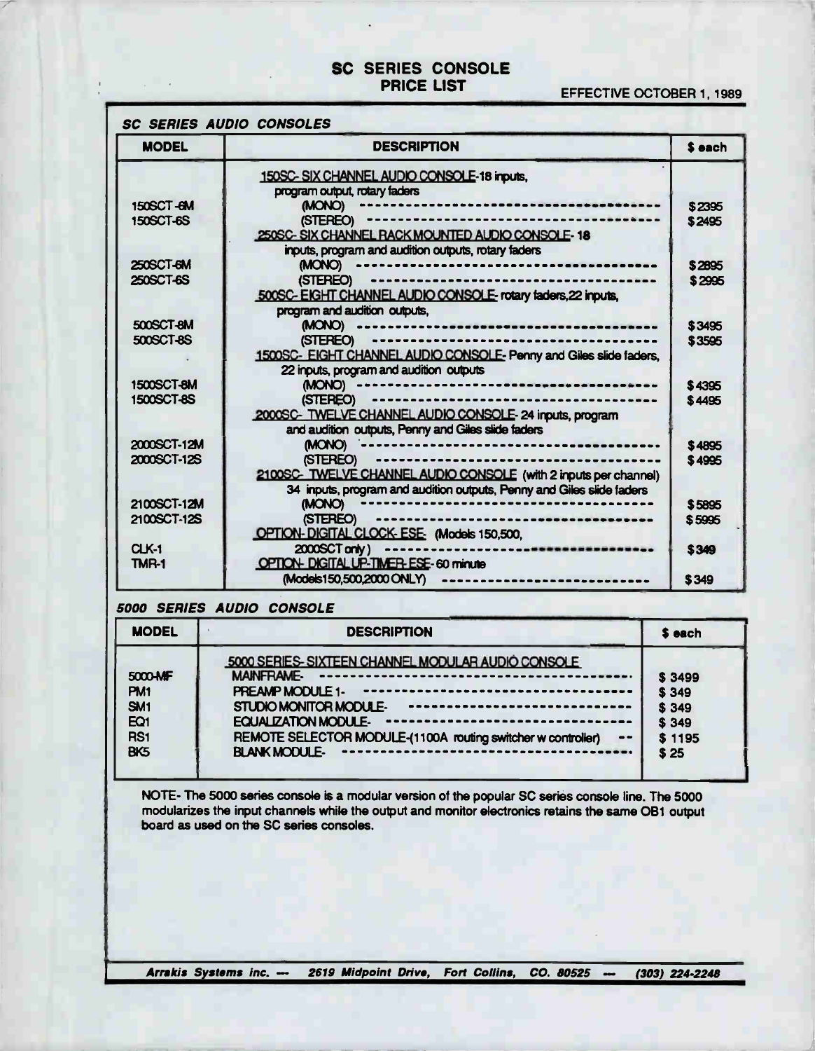# SC SERIES CONSOLE PRICE LIST

EFFECTIVE OCTOBER 1, 1989

## *SC SERIES AUDIO CONSOLES*

| MODEL | DESCRIPTION | $ each |
|---|---|---|
| | 150SC- SIX CHANNEL AUDIO CONSOLE-18 inputs, program output, rotary faders | |
| 150SCT-6M | (MONO) | $2395 |
| 150SCT-6S | (STEREO) | $2495 |
| | 250SC- SIX CHANNEL RACK MOUNTED AUDIO CONSOLE- 18 inputs, program and audition outputs, rotary faders | |
| 250SCT-6M | (MONO) | $2895 |
| 250SCT-6S | (STEREO) | $2995 |
| | 500SC- EIGHT CHANNEL AUDIO CONSOLE- rotary faders,22 inputs, program and audition outputs, | |
| 500SCT-8M | (MONO) | $3495 |
| 500SCT-8S | (STEREO) | $3595 |
| | 1500SC- EIGHT CHANNEL AUDIO CONSOLE- Penny and Giles slide faders, 22 inputs, program and audition outputs | |
| 1500SCT-8M | (MONO) | $4395 |
| 1500SCT-8S | (STEREO) | $4495 |
| | 2000SC- TWELVE CHANNEL AUDIO CONSOLE- 24 inputs, program and audition outputs, Penny and Giles slide faders | |
| 2000SCT-12M | (MONO) | $4895 |
| 2000SCT-12S | (STEREO) | $4995 |
| | 2100SC- TWELVE CHANNEL AUDIO CONSOLE (with 2 inputs per channel) 34 inputs, program and audition outputs, Penny and Giles slide faders | |
| 2100SCT-12M | (MONO) | $5895 |
| 2100SCT-12S | (STEREO) | $5995 |
| CLK-1 | OPTION- DIGITAL CLOCK- ESE- (Models 150,500, 2000SCT only) | $349 |
| TMR-1 | OPTION- DIGITAL UP-TIMER- ESE- 60 minute (Models150,500,2000 ONLY) | $349 |

## *5000 SERIES AUDIO CONSOLE*

| MODEL | DESCRIPTION | $ each |
|---|---|---|
| | 5000 SERIES- SIXTEEN CHANNEL MODULAR AUDIO CONSOLE | |
| 5000-MF | MAINFRAME- | $ 3499 |
| PM1 | PREAMP MODULE 1- | $ 349 |
| SM1 | STUDIO MONITOR MODULE- | $ 349 |
| EQ1 | EQUALIZATION MODULE- | $ 349 |
| RS1 | REMOTE SELECTOR MODULE-(1100A routing switcher w controller) | $ 1195 |
| BK5 | BLANK MODULE- | $ 25 |

NOTE- The 5000 series console is a modular version of the popular SC series console line. The 5000 modularizes the input channels while the output and monitor electronics retains the same OB1 output board as used on the SC series consoles.

*Arrakis Systems inc. — 2619 Midpoint Drive, Fort Collins, CO. 80525 — (303) 224-2248*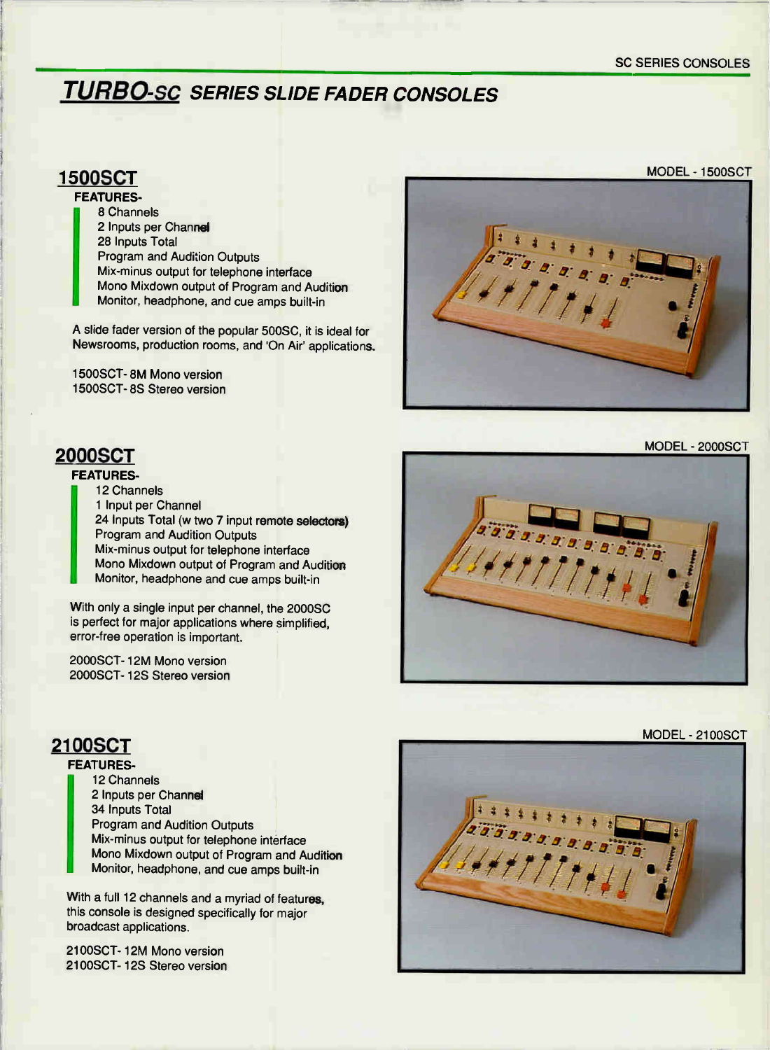# TURBO-SC SERIES SLIDE FADER CONSOLES

## 1500SCT

**FEATURES-**

- 8 Channels
- 2 Inputs per Channel
- 28 Inputs Total
- Program and Audition Outputs
- Mix-minus output for telephone interface
- Mono Mixdown output of Program and Audition
- Monitor, headphone, and cue amps built-in

A slide fader version of the popular 500SC, it is ideal for Newsrooms, production rooms, and 'On Air' applications.

1500SCT- 8M Mono version
1500SCT- 8S Stereo version

MODEL - 1500SCT

## 2000SCT

**FEATURES-**

- 12 Channels
- 1 Input per Channel
- 24 Inputs Total (w two 7 input remote selectors)
- Program and Audition Outputs
- Mix-minus output for telephone interface
- Mono Mixdown output of Program and Audition
- Monitor, headphone and cue amps built-in

With only a single input per channel, the 2000SC is perfect for major applications where simplified, error-free operation is important.

2000SCT- 12M Mono version
2000SCT- 12S Stereo version

MODEL - 2000SCT

## 2100SCT

**FEATURES-**

- 12 Channels
- 2 Inputs per Channel
- 34 Inputs Total
- Program and Audition Outputs
- Mix-minus output for telephone interface
- Mono Mixdown output of Program and Audition
- Monitor, headphone, and cue amps built-in

With a full 12 channels and a myriad of features, this console is designed specifically for major broadcast applications.

2100SCT- 12M Mono version
2100SCT- 12S Stereo version

MODEL - 2100SCT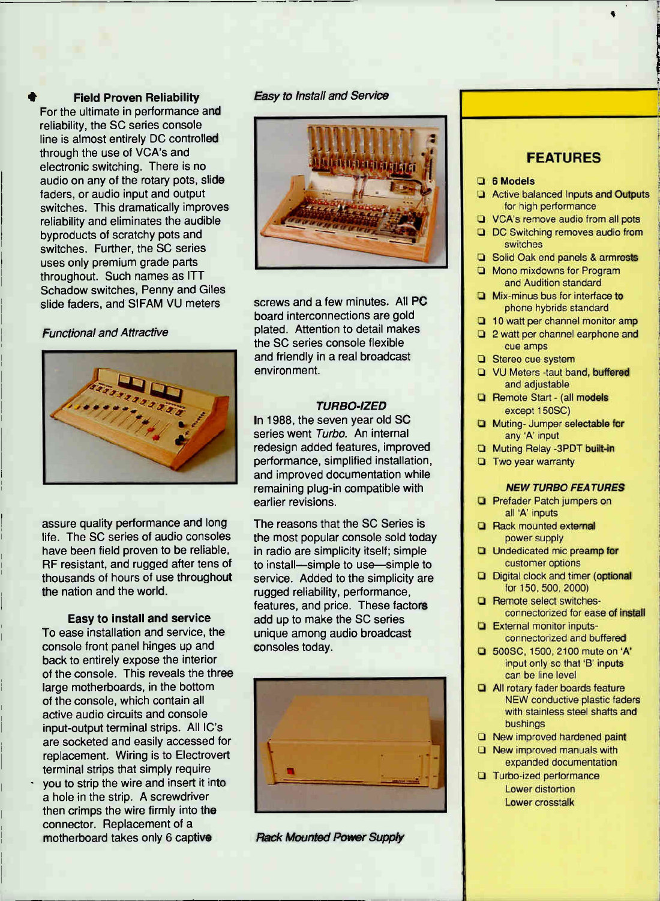### Field Proven Reliability

For the ultimate in performance and reliability, the SC series console line is almost entirely DC controlled through the use of VCA's and electronic switching. There is no audio on any of the rotary pots, slide faders, or audio input and output switches. This dramatically improves reliability and eliminates the audible byproducts of scratchy pots and switches. Further, the SC series uses only premium grade parts throughout. Such names as ITT Schadow switches, Penny and Giles slide faders, and SIFAM VU meters

*Functional and Attractive*

assure quality performance and long life. The SC series of audio consoles have been field proven to be reliable, RF resistant, and rugged after tens of thousands of hours of use throughout the nation and the world.

### Easy to install and service

To ease installation and service, the console front panel hinges up and back to entirely expose the interior of the console. This reveals the three large motherboards, in the bottom of the console, which contain all active audio circuits and console input-output terminal strips. All IC's are socketed and easily accessed for replacement. Wiring is to Electrovert terminal strips that simply require you to strip the wire and insert it into a hole in the strip. A screwdriver then crimps the wire firmly into the connector. Replacement of a motherboard takes only 6 captive

*Easy to Install and Service*

screws and a few minutes. All PC board interconnections are gold plated. Attention to detail makes the SC series console flexible and friendly in a real broadcast environment.

### *TURBO-IZED*

In 1988, the seven year old SC series went *Turbo.* An internal redesign added features, improved performance, simplified installation, and improved documentation while remaining plug-in compatible with earlier revisions.

The reasons that the SC Series is the most popular console sold today in radio are simplicity itself; simple to install—simple to use—simple to service. Added to the simplicity are rugged reliability, performance, features, and price. These factors add up to make the SC series unique among audio broadcast consoles today.

*Rack Mounted Power Supply*

## FEATURES

- **6 Models**
- Active balanced Inputs and Outputs for high performance
- VCA's remove audio from all pots
- DC Switching removes audio from switches
- Solid Oak end panels & armrests
- Mono mixdowns for Program and Audition standard
- Mix-minus bus for interface to phone hybrids standard
- 10 watt per channel monitor amp
- 2 watt per channel earphone and cue amps
- Stereo cue system
- VU Meters -taut band, buffered and adjustable
- Remote Start - (all models except 150SC)
- Muting- Jumper selectable for any 'A' input
- Muting Relay -3PDT built-in
- Two year warranty

### *NEW TURBO FEATURES*

- Prefader Patch jumpers on all 'A' inputs
- Rack mounted external power supply
- Undedicated mic preamp for customer options
- Digital clock and timer (optional for 150, 500, 2000)
- Remote select switches- connectorized for ease of install
- External monitor inputs- connectorized and buffered
- 500SC, 1500, 2100 mute on 'A' input only so that 'B' inputs can be line level
- All rotary fader boards feature NEW conductive plastic faders with stainless steel shafts and bushings
- New improved hardened paint
- New improved manuals with expanded documentation
- Turbo-ized performance
  - Lower distortion
  - Lower crosstalk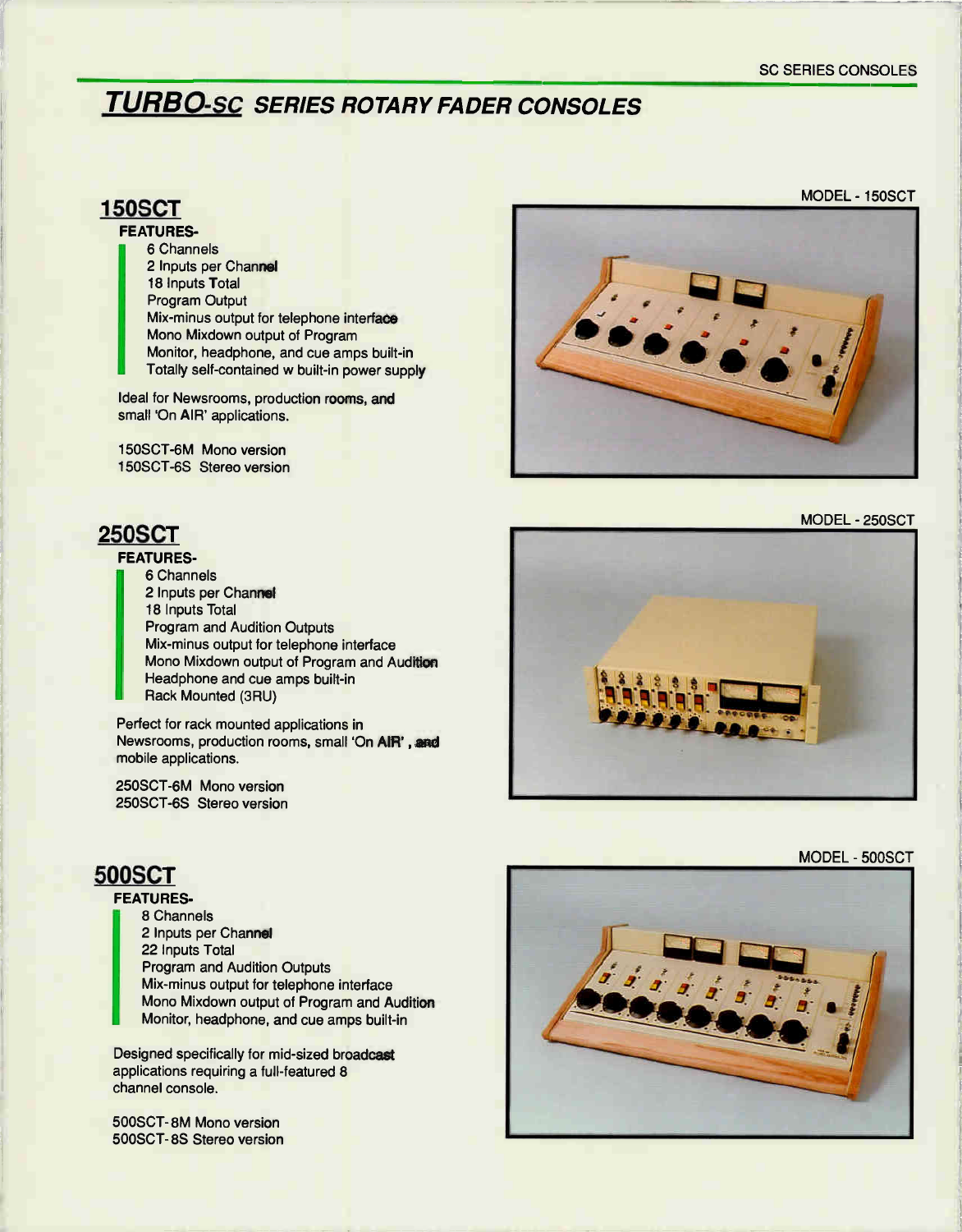# TURBO-SC SERIES ROTARY FADER CONSOLES

## 150SCT

**FEATURES-**

- 6 Channels
- 2 Inputs per Channel
- 18 Inputs Total
- Program Output
- Mix-minus output for telephone interface
- Mono Mixdown output of Program
- Monitor, headphone, and cue amps built-in
- Totally self-contained w built-in power supply

Ideal for Newsrooms, production rooms, and small 'On AIR' applications.

150SCT-6M Mono version
150SCT-6S Stereo version

MODEL - 150SCT

## 250SCT

**FEATURES-**

- 6 Channels
- 2 Inputs per Channel
- 18 Inputs Total
- Program and Audition Outputs
- Mix-minus output for telephone interface
- Mono Mixdown output of Program and Audition
- Headphone and cue amps built-in
- Rack Mounted (3RU)

Perfect for rack mounted applications in Newsrooms, production rooms, small 'On AIR', and mobile applications.

250SCT-6M Mono version
250SCT-6S Stereo version

MODEL - 250SCT

## 500SCT

**FEATURES-**

- 8 Channels
- 2 Inputs per Channel
- 22 Inputs Total
- Program and Audition Outputs
- Mix-minus output for telephone interface
- Mono Mixdown output of Program and Audition
- Monitor, headphone, and cue amps built-in

Designed specifically for mid-sized broadcast applications requiring a full-featured 8 channel console.

500SCT-8M Mono version
500SCT-8S Stereo version

MODEL - 500SCT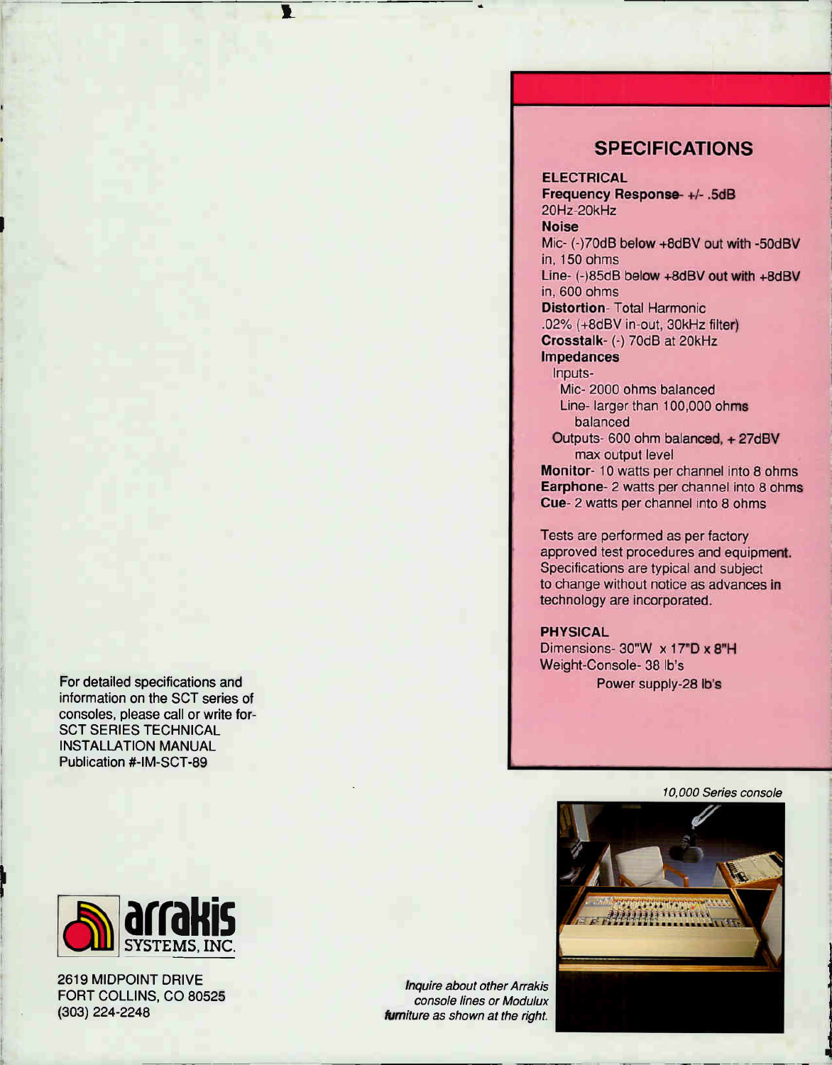## SPECIFICATIONS

**ELECTRICAL**

**Frequency Response**- +/- .5dB 20Hz-20kHz

**Noise**

Mic- (-)70dB below +8dBV out with -50dBV in, 150 ohms

Line- (-)85dB below +8dBV out with +8dBV in, 600 ohms

**Distortion**- Total Harmonic .02% (+8dBV in-out, 30kHz filter)

**Crosstalk**- (-) 70dB at 20kHz

**Impedances**

Inputs-
- Mic- 2000 ohms balanced
- Line- larger than 100,000 ohms balanced

Outputs- 600 ohm balanced, + 27dBV max output level

**Monitor**- 10 watts per channel into 8 ohms

**Earphone**- 2 watts per channel into 8 ohms

**Cue**- 2 watts per channel into 8 ohms

Tests are performed as per factory approved test procedures and equipment. Specifications are typical and subject to change without notice as advances in technology are incorporated.

**PHYSICAL**

Dimensions- 30"W x 17"D x 8"H

Weight-Console- 38 lb's

Power supply-28 lb's

For detailed specifications and information on the SCT series of consoles, please call or write for- SCT SERIES TECHNICAL INSTALLATION MANUAL Publication #-IM-SCT-89

*10,000 Series console*

arrakis SYSTEMS, INC.

2619 MIDPOINT DRIVE
FORT COLLINS, CO 80525
(303) 224-2248

*Inquire about other Arrakis console lines or Modulux furniture as shown at the right.*